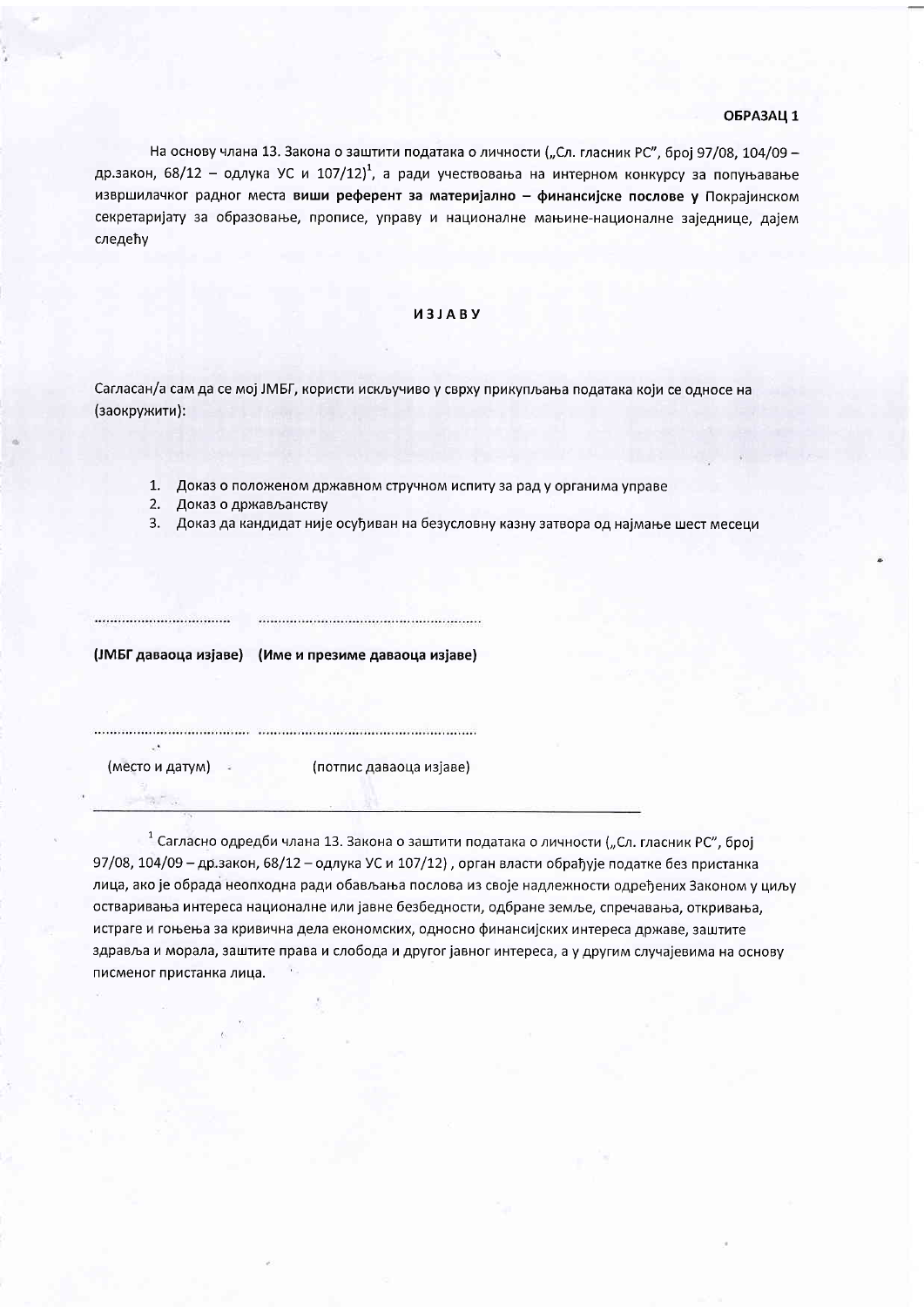**ОБРАЗАЦ 1**

На основу члана 13. Закона о заштити података о личности („Сл. гласник РС", број 97/08, 104/09 – др.закон, 68/12 – одлука УС и 107/12)[1], а ради учествовања на интерном конкурсу за попуњавање извршилачког радног места **виши референт за материјално – финансијске послове у** Покрајинском секретаријату за образовање, прописе, управу и националне мањине-националне заједнице, дајем следећу

**И З Ј А В У**

Сагласан/а сам да се мој ЈМБГ, користи искључиво у сврху прикупљања података који се односе на (заокружити):

1. Доказ о положеном државном стручном испиту за рад у органима управе
2. Доказ о држављанству
3. Доказ да кандидат није осуђиван на безусловну казну затвора од најмање шест месеци

.................................. ........................................................

**(ЈМБГ даваоца изјаве) (Име и презиме даваоца изјаве)**

......................................... ........................................................

(место и датум) (потпис даваоца изјаве)

---

[1] Сагласно одредби члана 13. Закона о заштити података о личности („Сл. гласник РС", број 97/08, 104/09 – др.закон, 68/12 – одлука УС и 107/12) , орган власти обрађује податке без пристанка лица, ако је обрада неопходна ради обављања послова из своје надлежности одређених Законом у циљу остваривања интереса националне или јавне безбедности, одбране земље, спречавања, откривања, истраге и гоњења за кривична дела економских, односно финансијских интереса државе, заштите здравља и морала, заштите права и слобода и другог јавног интереса, а у другим случајевима на основу писменог пристанка лица.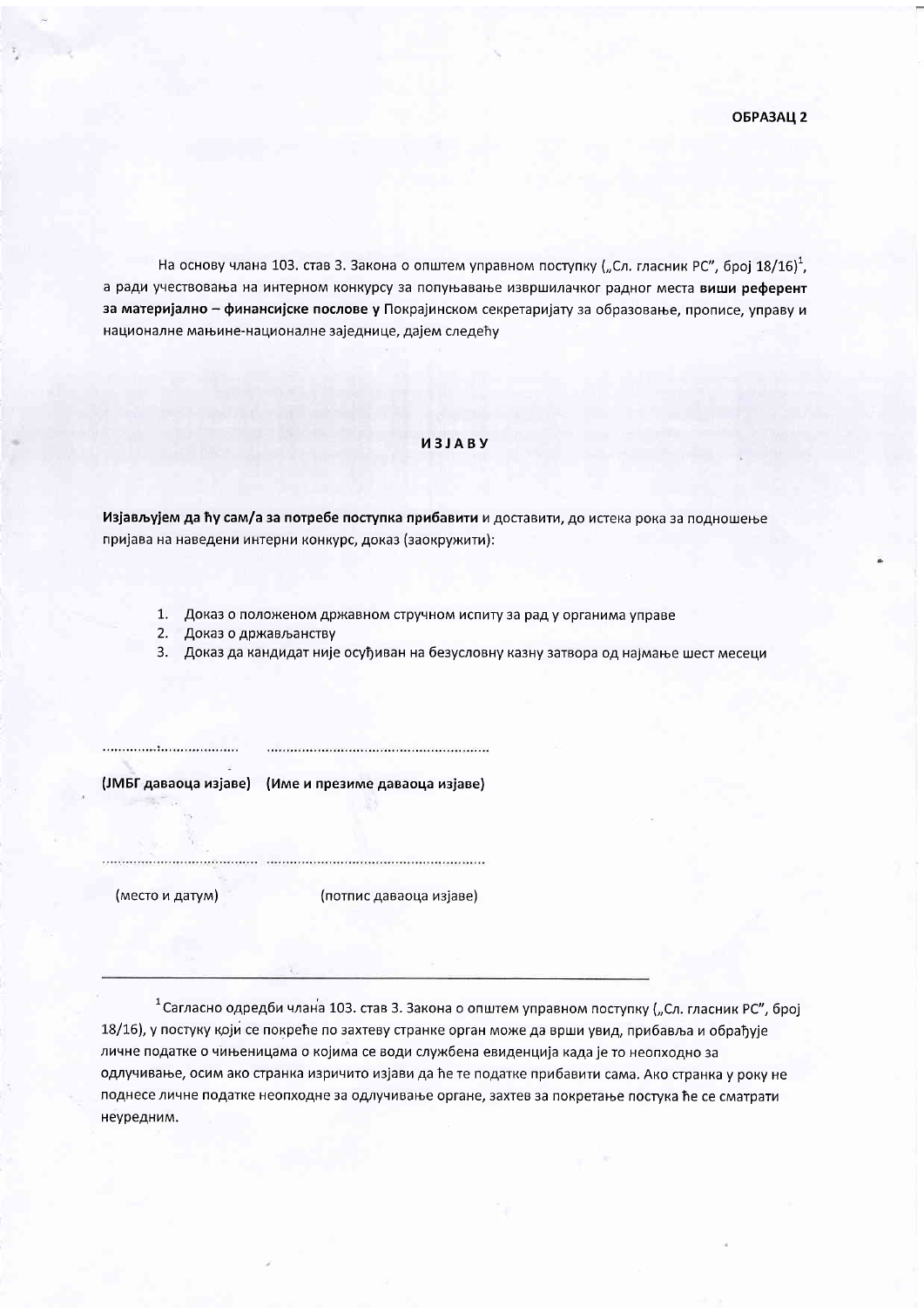**ОБРАЗАЦ 2**

На основу члана 103. став 3. Закона о општем управном поступку („Сл. гласник РС", број 18/16)[1], а ради учествовања на интерном конкурсу за попуњавање извршилачког радног места **виши референт за материјално – финансијске послове у** Покрајинском секретаријату за образовање, прописе, управу и националне мањине-националне заједнице, дајем следећу

**ИЗЈАВУ**

**Изјављујем да ћу сам/а за потребе поступка прибавити** и доставити, до истека рока за подношење пријава на наведени интерни конкурс, доказ (заокружити):

1. Доказ о положеном државном стручном испиту за рад у органима управе
2. Доказ о држављанству
3. Доказ да кандидат није осуђиван на безусловну казну затвора од најмање шест месеци

............................ ........................................................

**(ЈМБГ даваоца изјаве) (Име и презиме даваоца изјаве)**

........................................ ........................................................

(место и датум) (потпис даваоца изјаве)

---

[1] Сагласно одредби члана 103. став 3. Закона о општем управном поступку („Сл. гласник РС", број 18/16), у постуку који се покреће по захтеву странке орган може да врши увид, прибавља и обрађује личне податке о чињеницама о којима се води службена евиденција када је то неопходно за одлучивање, осим ако странка изричито изјави да ће те податке прибавити сама. Ако странка у року не поднесе личне податке неопходне за одлучивање органе, захтев за покретање постука ће се сматрати неуредним.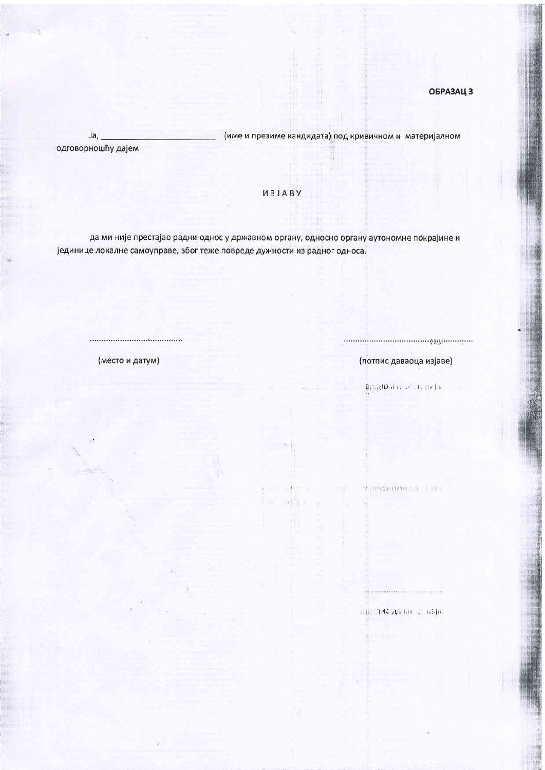**ОБРАЗАЦ 3**

Ја, \_\_\_\_\_\_\_\_\_\_\_\_\_\_\_\_\_\_\_\_\_\_\_\_\_\_ (име и презиме кандидата) под кривичном и материјалном одговорношћу дајем

ИЗЈАВУ

да ми није престајао радни однос у државном органу, односно органу аутономне покрајине и јединице локалне самоуправе, због теже повреде дужности из радног односа.

.......................................

(место и датум)

.......................................

(потпис даваоца изјаве)